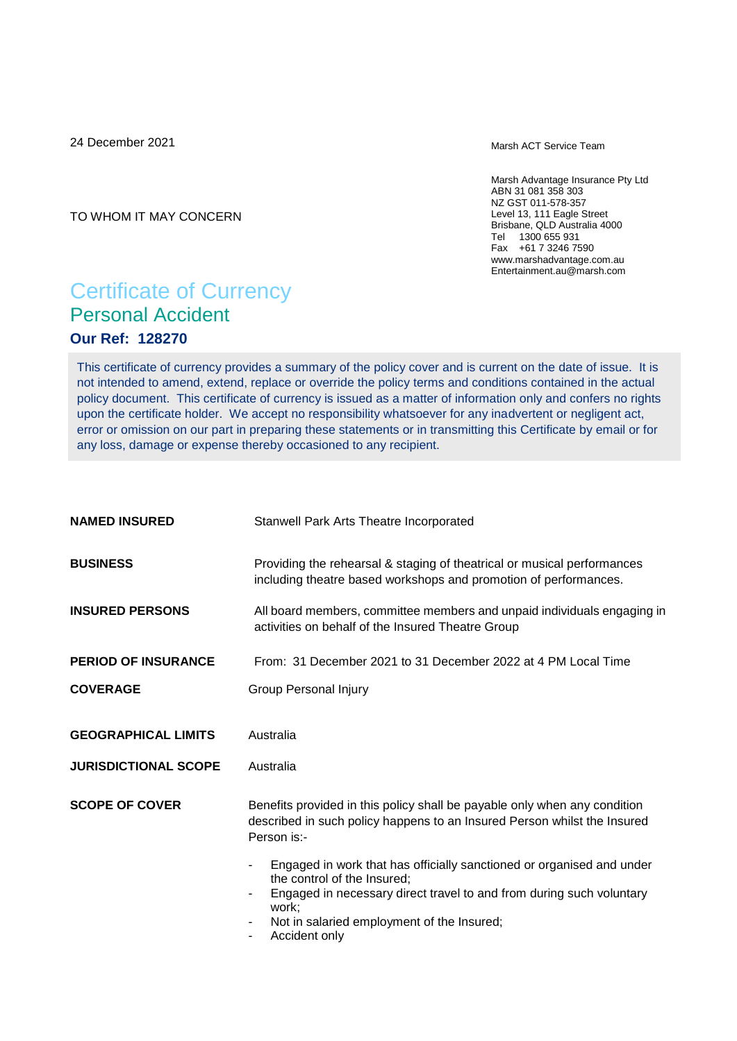24 December 2021

Marsh ACT Service Team

Marsh Advantage Insurance Pty Ltd
ABN 31 081 358 303
NZ GST 011-578-357
Level 13, 111 Eagle Street
Brisbane, QLD Australia 4000
Tel 1300 655 931
Fax +61 7 3246 7590
www.marshadvantage.com.au
Entertainment.au@marsh.com

TO WHOM IT MAY CONCERN

# Certificate of Currency

## Personal Accident

### Our Ref: 128270

This certificate of currency provides a summary of the policy cover and is current on the date of issue. It is not intended to amend, extend, replace or override the policy terms and conditions contained in the actual policy document. This certificate of currency is issued as a matter of information only and confers no rights upon the certificate holder. We accept no responsibility whatsoever for any inadvertent or negligent act, error or omission on our part in preparing these statements or in transmitting this Certificate by email or for any loss, damage or expense thereby occasioned to any recipient.

**NAMED INSURED** Stanwell Park Arts Theatre Incorporated

**BUSINESS** Providing the rehearsal & staging of theatrical or musical performances including theatre based workshops and promotion of performances.

**INSURED PERSONS** All board members, committee members and unpaid individuals engaging in activities on behalf of the Insured Theatre Group

**PERIOD OF INSURANCE** From: 31 December 2021 to 31 December 2022 at 4 PM Local Time

**COVERAGE** Group Personal Injury

**GEOGRAPHICAL LIMITS** Australia

**JURISDICTIONAL SCOPE** Australia

**SCOPE OF COVER** Benefits provided in this policy shall be payable only when any condition described in such policy happens to an Insured Person whilst the Insured Person is:-

- Engaged in work that has officially sanctioned or organised and under the control of the Insured;
- Engaged in necessary direct travel to and from during such voluntary work;
- Not in salaried employment of the Insured;
- Accident only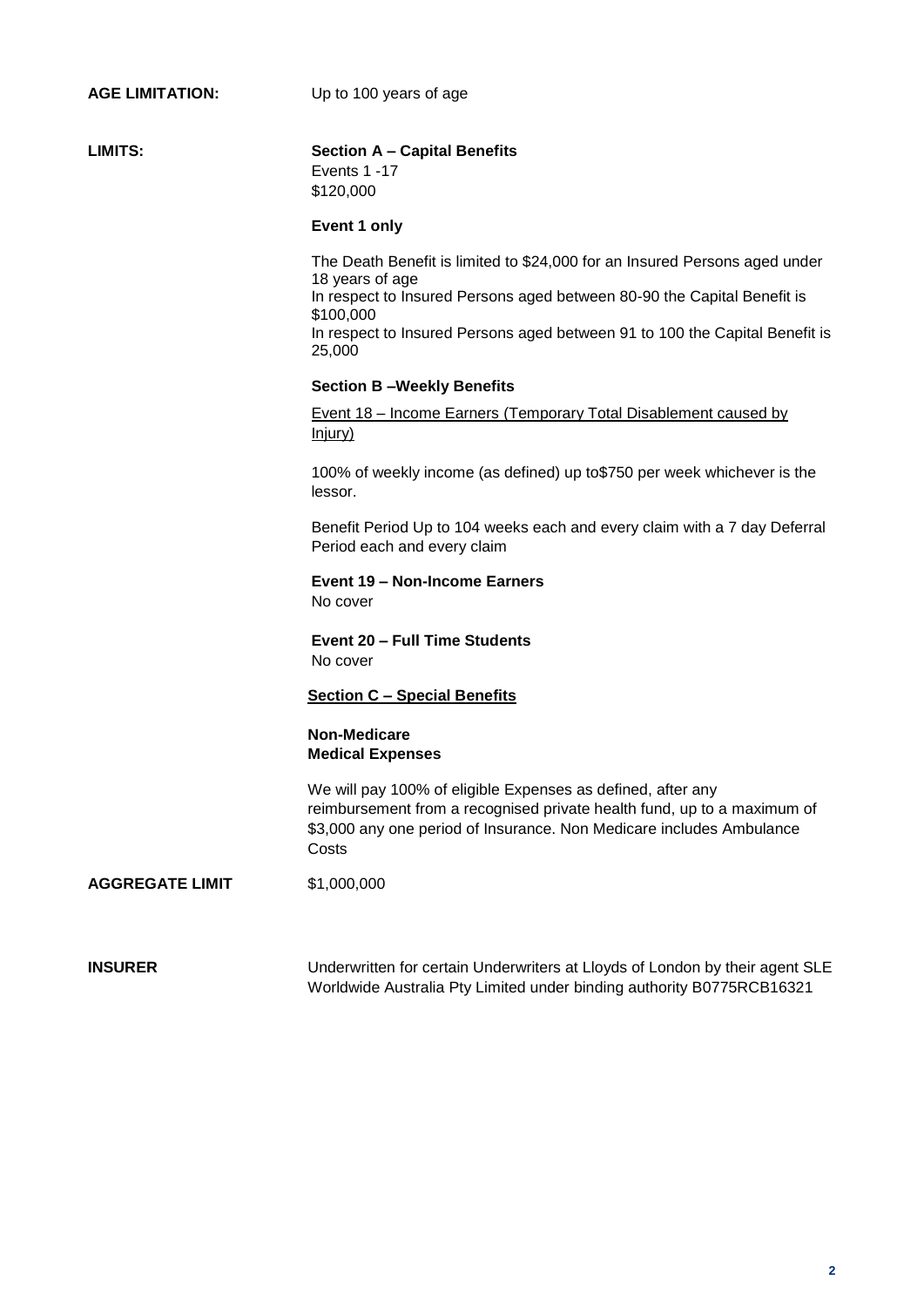**AGE LIMITATION:** Up to 100 years of age

**LIMITS:**

**Section A – Capital Benefits**

Events 1 -17
$120,000

**Event 1 only**

The Death Benefit is limited to $24,000 for an Insured Persons aged under 18 years of age
In respect to Insured Persons aged between 80-90 the Capital Benefit is $100,000
In respect to Insured Persons aged between 91 to 100 the Capital Benefit is 25,000

**Section B –Weekly Benefits**

Event 18 – Income Earners (Temporary Total Disablement caused by Injury)

100% of weekly income (as defined) up to$750 per week whichever is the lessor.

Benefit Period Up to 104 weeks each and every claim with a 7 day Deferral Period each and every claim

**Event 19 – Non-Income Earners**
No cover

**Event 20 – Full Time Students**
No cover

**Section C – Special Benefits**

**Non-Medicare**
**Medical Expenses**

We will pay 100% of eligible Expenses as defined, after any reimbursement from a recognised private health fund, up to a maximum of $3,000 any one period of Insurance. Non Medicare includes Ambulance Costs

**AGGREGATE LIMIT** $1,000,000

**INSURER** Underwritten for certain Underwriters at Lloyds of London by their agent SLE Worldwide Australia Pty Limited under binding authority B0775RCB16321